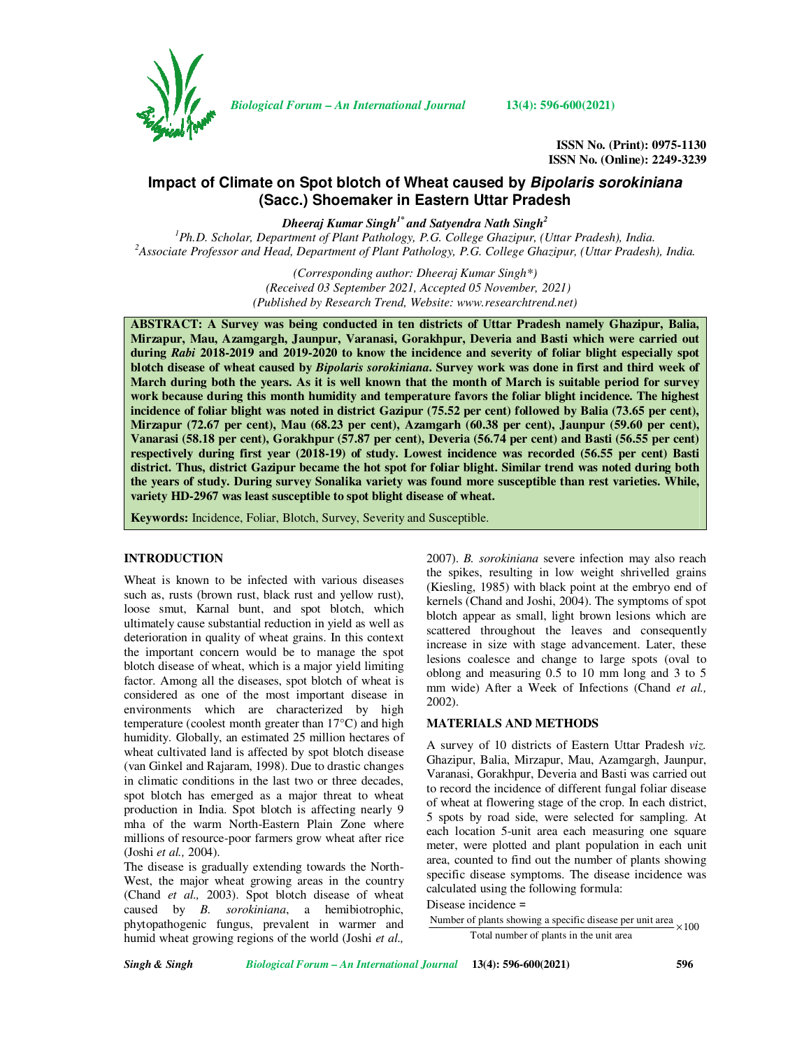# Impact of Climate on Spot blotch of Wheat caused by *Bipolaris sorokiniana* (Sacc.) Shoemaker in Eastern Uttar Pradesh

***Dheeraj Kumar Singh[1*] and Satyendra Nath Singh[2]***

*[1]Ph.D. Scholar, Department of Plant Pathology, P.G. College Ghazipur, (Uttar Pradesh), India.*
*[2]Associate Professor and Head, Department of Plant Pathology, P.G. College Ghazipur, (Uttar Pradesh), India.*

*(Corresponding author: Dheeraj Kumar Singh\*)*
*(Received 03 September 2021, Accepted 05 November, 2021)*
*(Published by Research Trend, Website: www.researchtrend.net)*

**ABSTRACT: A Survey was being conducted in ten districts of Uttar Pradesh namely Ghazipur, Balia, Mirzapur, Mau, Azamgargh, Jaunpur, Varanasi, Gorakhpur, Deveria and Basti which were carried out during *Rabi* 2018-2019 and 2019-2020 to know the incidence and severity of foliar blight especially spot blotch disease of wheat caused by *Bipolaris sorokiniana*. Survey work was done in first and third week of March during both the years. As it is well known that the month of March is suitable period for survey work because during this month humidity and temperature favors the foliar blight incidence. The highest incidence of foliar blight was noted in district Gazipur (75.52 per cent) followed by Balia (73.65 per cent), Mirzapur (72.67 per cent), Mau (68.23 per cent), Azamgarh (60.38 per cent), Jaunpur (59.60 per cent), Vanarasi (58.18 per cent), Gorakhpur (57.87 per cent), Deveria (56.74 per cent) and Basti (56.55 per cent) respectively during first year (2018-19) of study. Lowest incidence was recorded (56.55 per cent) Basti district. Thus, district Gazipur became the hot spot for foliar blight. Similar trend was noted during both the years of study. During survey Sonalika variety was found more susceptible than rest varieties. While, variety HD-2967 was least susceptible to spot blight disease of wheat.**

**Keywords:** Incidence, Foliar, Blotch, Survey, Severity and Susceptible.

## INTRODUCTION

Wheat is known to be infected with various diseases such as, rusts (brown rust, black rust and yellow rust), loose smut, Karnal bunt, and spot blotch, which ultimately cause substantial reduction in yield as well as deterioration in quality of wheat grains. In this context the important concern would be to manage the spot blotch disease of wheat, which is a major yield limiting factor. Among all the diseases, spot blotch of wheat is considered as one of the most important disease in environments which are characterized by high temperature (coolest month greater than 17°C) and high humidity. Globally, an estimated 25 million hectares of wheat cultivated land is affected by spot blotch disease (van Ginkel and Rajaram, 1998). Due to drastic changes in climatic conditions in the last two or three decades, spot blotch has emerged as a major threat to wheat production in India. Spot blotch is affecting nearly 9 mha of the warm North-Eastern Plain Zone where millions of resource-poor farmers grow wheat after rice (Joshi *et al.,* 2004).

The disease is gradually extending towards the North-West, the major wheat growing areas in the country (Chand *et al.,* 2003). Spot blotch disease of wheat caused by *B. sorokiniana*, a hemibiotrophic, phytopathogenic fungus, prevalent in warmer and humid wheat growing regions of the world (Joshi *et al.,* 2007). *B. sorokiniana* severe infection may also reach the spikes, resulting in low weight shrivelled grains (Kiesling, 1985) with black point at the embryo end of kernels (Chand and Joshi, 2004). The symptoms of spot blotch appear as small, light brown lesions which are scattered throughout the leaves and consequently increase in size with stage advancement. Later, these lesions coalesce and change to large spots (oval to oblong and measuring 0.5 to 10 mm long and 3 to 5 mm wide) After a Week of Infections (Chand *et al.,* 2002).

## MATERIALS AND METHODS

A survey of 10 districts of Eastern Uttar Pradesh *viz.* Ghazipur, Balia, Mirzapur, Mau, Azamgargh, Jaunpur, Varanasi, Gorakhpur, Deveria and Basti was carried out to record the incidence of different fungal foliar disease of wheat at flowering stage of the crop. In each district, 5 spots by road side, were selected for sampling. At each location 5-unit area each measuring one square meter, were plotted and plant population in each unit area, counted to find out the number of plants showing specific disease symptoms. The disease incidence was calculated using the following formula:

Disease incidence =

$$\frac{\text{Number of plants showing a specific disease per unit area}}{\text{Total number of plants in the unit area}} \times 100$$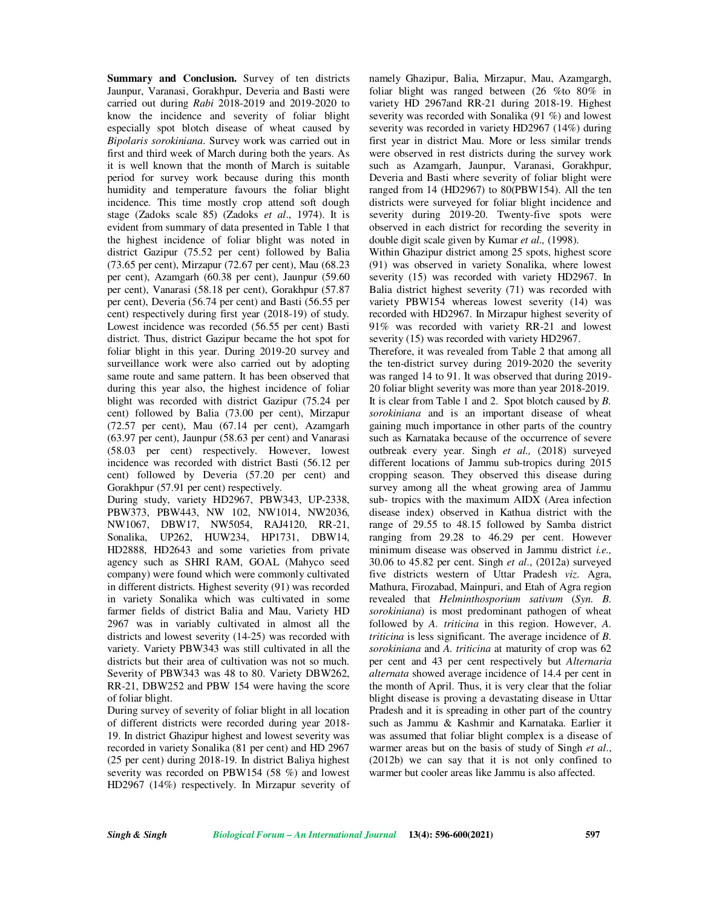**Summary and Conclusion.** Survey of ten districts Jaunpur, Varanasi, Gorakhpur, Deveria and Basti were carried out during *Rabi* 2018-2019 and 2019-2020 to know the incidence and severity of foliar blight especially spot blotch disease of wheat caused by *Bipolaris sorokiniana*. Survey work was carried out in first and third week of March during both the years. As it is well known that the month of March is suitable period for survey work because during this month humidity and temperature favours the foliar blight incidence. This time mostly crop attend soft dough stage (Zadoks scale 85) (Zadoks *et al*., 1974). It is evident from summary of data presented in Table 1 that the highest incidence of foliar blight was noted in district Gazipur (75.52 per cent) followed by Balia (73.65 per cent), Mirzapur (72.67 per cent), Mau (68.23 per cent), Azamgarh (60.38 per cent), Jaunpur (59.60 per cent), Vanarasi (58.18 per cent), Gorakhpur (57.87 per cent), Deveria (56.74 per cent) and Basti (56.55 per cent) respectively during first year (2018-19) of study. Lowest incidence was recorded (56.55 per cent) Basti district. Thus, district Gazipur became the hot spot for foliar blight in this year. During 2019-20 survey and surveillance work were also carried out by adopting same route and same pattern. It has been observed that during this year also, the highest incidence of foliar blight was recorded with district Gazipur (75.24 per cent) followed by Balia (73.00 per cent), Mirzapur (72.57 per cent), Mau (67.14 per cent), Azamgarh (63.97 per cent), Jaunpur (58.63 per cent) and Vanarasi (58.03 per cent) respectively. However, lowest incidence was recorded with district Basti (56.12 per cent) followed by Deveria (57.20 per cent) and Gorakhpur (57.91 per cent) respectively.

During study, variety HD2967, PBW343, UP-2338, PBW373, PBW443, NW 102, NW1014, NW2036, NW1067, DBW17, NW5054, RAJ4120, RR-21, Sonalika, UP262, HUW234, HP1731, DBW14, HD2888, HD2643 and some varieties from private agency such as SHRI RAM, GOAL (Mahyco seed company) were found which were commonly cultivated in different districts. Highest severity (91) was recorded in variety Sonalika which was cultivated in some farmer fields of district Balia and Mau, Variety HD 2967 was in variably cultivated in almost all the districts and lowest severity (14-25) was recorded with variety. Variety PBW343 was still cultivated in all the districts but their area of cultivation was not so much. Severity of PBW343 was 48 to 80. Variety DBW262, RR-21, DBW252 and PBW 154 were having the score of foliar blight.

During survey of severity of foliar blight in all location of different districts were recorded during year 2018-19. In district Ghazipur highest and lowest severity was recorded in variety Sonalika (81 per cent) and HD 2967 (25 per cent) during 2018-19. In district Baliya highest severity was recorded on PBW154 (58 %) and lowest HD2967 (14%) respectively. In Mirzapur severity of namely Ghazipur, Balia, Mirzapur, Mau, Azamgargh, foliar blight was ranged between (26 %to 80% in variety HD 2967and RR-21 during 2018-19. Highest severity was recorded with Sonalika (91 %) and lowest severity was recorded in variety HD2967 (14%) during first year in district Mau. More or less similar trends were observed in rest districts during the survey work such as Azamgarh, Jaunpur, Varanasi, Gorakhpur, Deveria and Basti where severity of foliar blight were ranged from 14 (HD2967) to 80(PBW154). All the ten districts were surveyed for foliar blight incidence and severity during 2019-20. Twenty-five spots were observed in each district for recording the severity in double digit scale given by Kumar *et al.,* (1998).

Within Ghazipur district among 25 spots, highest score (91) was observed in variety Sonalika, where lowest severity (15) was recorded with variety HD2967. In Balia district highest severity (71) was recorded with variety PBW154 whereas lowest severity (14) was recorded with HD2967. In Mirzapur highest severity of 91% was recorded with variety RR-21 and lowest severity (15) was recorded with variety HD2967.

Therefore, it was revealed from Table 2 that among all the ten-district survey during 2019-2020 the severity was ranged 14 to 91. It was observed that during 2019-20 foliar blight severity was more than year 2018-2019. It is clear from Table 1 and 2. Spot blotch caused by *B. sorokiniana* and is an important disease of wheat gaining much importance in other parts of the country such as Karnataka because of the occurrence of severe outbreak every year. Singh *et al.,* (2018) surveyed different locations of Jammu sub-tropics during 2015 cropping season. They observed this disease during survey among all the wheat growing area of Jammu sub- tropics with the maximum AIDX (Area infection disease index) observed in Kathua district with the range of 29.55 to 48.15 followed by Samba district ranging from 29.28 to 46.29 per cent. However minimum disease was observed in Jammu district *i.e.,* 30.06 to 45.82 per cent. Singh *et al*., (2012a) surveyed five districts western of Uttar Pradesh *viz*. Agra, Mathura, Firozabad, Mainpuri, and Etah of Agra region revealed that *Helminthosporium sativum* (*Syn. B. sorokiniana*) is most predominant pathogen of wheat followed by *A. triticina* in this region. However, *A. triticina* is less significant. The average incidence of *B. sorokiniana* and *A. triticina* at maturity of crop was 62 per cent and 43 per cent respectively but *Alternaria alternata* showed average incidence of 14.4 per cent in the month of April. Thus, it is very clear that the foliar blight disease is proving a devastating disease in Uttar Pradesh and it is spreading in other part of the country such as Jammu & Kashmir and Karnataka. Earlier it was assumed that foliar blight complex is a disease of warmer areas but on the basis of study of Singh *et al*., (2012b) we can say that it is not only confined to warmer but cooler areas like Jammu is also affected.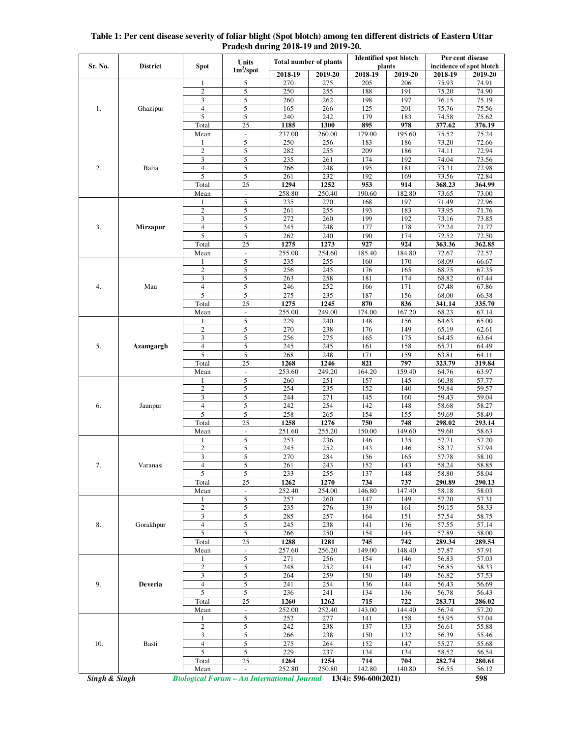**Table 1: Per cent disease severity of foliar blight (Spot blotch) among ten different districts of Eastern Uttar Pradesh during 2018-19 and 2019-20.**

| Sr. No. | District | Spot | Units $1m^2$/spot | Total number of plants | | Identified spot blotch plants | | Per cent disease incidence of spot blotch | |
|---|---|---|---|---|---|---|---|---|---|
| | | | | 2018-19 | 2019-20 | 2018-19 | 2019-20 | 2018-19 | 2019-20 |
| 1. | Ghazipur | 1 | 5 | 270 | 275 | 205 | 206 | 75.93 | 74.91 |
| | | 2 | 5 | 250 | 255 | 188 | 191 | 75.20 | 74.90 |
| | | 3 | 5 | 260 | 262 | 198 | 197 | 76.15 | 75.19 |
| | | 4 | 5 | 165 | 266 | 125 | 201 | 75.76 | 75.56 |
| | | 5 | 5 | 240 | 242 | 179 | 183 | 74.58 | 75.62 |
| | | Total | 25 | **1185** | **1300** | **895** | **978** | **377.62** | **376.19** |
| | | Mean | - | 237.00 | 260.00 | 179.00 | 195.60 | 75.52 | 75.24 |
| 2. | Balia | 1 | 5 | 250 | 256 | 183 | 186 | 73.20 | 72.66 |
| | | 2 | 5 | 282 | 255 | 209 | 186 | 74.11 | 72.94 |
| | | 3 | 5 | 235 | 261 | 174 | 192 | 74.04 | 73.56 |
| | | 4 | 5 | 266 | 248 | 195 | 181 | 73.31 | 72.98 |
| | | 5 | 5 | 261 | 232 | 192 | 169 | 73.56 | 72.84 |
| | | Total | 25 | **1294** | **1252** | **953** | **914** | **368.23** | **364.99** |
| | | Mean | - | 258.80 | 250.40 | 190.60 | 182.80 | 73.65 | 73.00 |
| 3. | **Mirzapur** | 1 | 5 | 235 | 270 | 168 | 197 | 71.49 | 72.96 |
| | | 2 | 5 | 261 | 255 | 193 | 183 | 73.95 | 71.76 |
| | | 3 | 5 | 272 | 260 | 199 | 192 | 73.16 | 73.85 |
| | | 4 | 5 | 245 | 248 | 177 | 178 | 72.24 | 71.77 |
| | | 5 | 5 | 262 | 240 | 190 | 174 | 72.52 | 72.50 |
| | | Total | 25 | **1275** | **1273** | **927** | **924** | **363.36** | **362.85** |
| | | Mean | - | 255.00 | 254.60 | 185.40 | 184.80 | 72.67 | 72.57 |
| 4. | Mau | 1 | 5 | 235 | 255 | 160 | 170 | 68.09 | 66.67 |
| | | 2 | 5 | 256 | 245 | 176 | 165 | 68.75 | 67.35 |
| | | 3 | 5 | 263 | 258 | 181 | 174 | 68.82 | 67.44 |
| | | 4 | 5 | 246 | 252 | 166 | 171 | 67.48 | 67.86 |
| | | 5 | 5 | 275 | 235 | 187 | 156 | 68.00 | 66.38 |
| | | Total | 25 | **1275** | **1245** | **870** | **836** | **341.14** | **335.70** |
| | | Mean | - | 255.00 | 249.00 | 174.00 | 167.20 | 68.23 | 67.14 |
| 5. | **Azamgargh** | 1 | 5 | 229 | 240 | 148 | 156 | 64.63 | 65.00 |
| | | 2 | 5 | 270 | 238 | 176 | 149 | 65.19 | 62.61 |
| | | 3 | 5 | 256 | 275 | 165 | 175 | 64.45 | 63.64 |
| | | 4 | 5 | 245 | 245 | 161 | 158 | 65.71 | 64.49 |
| | | 5 | 5 | 268 | 248 | 171 | 159 | 63.81 | 64.11 |
| | | Total | 25 | **1268** | **1246** | **821** | **797** | **323.79** | **319.84** |
| | | Mean | - | 253.60 | 249.20 | 164.20 | 159.40 | 64.76 | 63.97 |
| 6. | Jaunpur | 1 | 5 | 260 | 251 | 157 | 145 | 60.38 | 57.77 |
| | | 2 | 5 | 254 | 235 | 152 | 140 | 59.84 | 59.57 |
| | | 3 | 5 | 244 | 271 | 145 | 160 | 59.43 | 59.04 |
| | | 4 | 5 | 242 | 254 | 142 | 148 | 58.68 | 58.27 |
| | | 5 | 5 | 258 | 265 | 154 | 155 | 59.69 | 58.49 |
| | | Total | 25 | **1258** | **1276** | **750** | **748** | **298.02** | **293.14** |
| | | Mean | - | 251.60 | 255.20 | 150.00 | 149.60 | 59.60 | 58.63 |
| 7. | Varanasi | 1 | 5 | 253 | 236 | 146 | 135 | 57.71 | 57.20 |
| | | 2 | 5 | 245 | 252 | 143 | 146 | 58.37 | 57.94 |
| | | 3 | 5 | 270 | 284 | 156 | 165 | 57.78 | 58.10 |
| | | 4 | 5 | 261 | 243 | 152 | 143 | 58.24 | 58.85 |
| | | 5 | 5 | 233 | 255 | 137 | 148 | 58.80 | 58.04 |
| | | Total | 25 | **1262** | **1270** | **734** | **737** | **290.89** | **290.13** |
| | | Mean | - | 252.40 | 254.00 | 146.80 | 147.40 | 58.18 | 58.03 |
| 8. | Gorakhpur | 1 | 5 | 257 | 260 | 147 | 149 | 57.20 | 57.31 |
| | | 2 | 5 | 235 | 276 | 139 | 161 | 59.15 | 58.33 |
| | | 3 | 5 | 285 | 257 | 164 | 151 | 57.54 | 58.75 |
| | | 4 | 5 | 245 | 238 | 141 | 136 | 57.55 | 57.14 |
| | | 5 | 5 | 266 | 250 | 154 | 145 | 57.89 | 58.00 |
| | | Total | 25 | **1288** | **1281** | **745** | **742** | **289.34** | **289.54** |
| | | Mean | - | 257.60 | 256.20 | 149.00 | 148.40 | 57.87 | 57.91 |
| 9. | **Deveria** | 1 | 5 | 271 | 256 | 154 | 146 | 56.83 | 57.03 |
| | | 2 | 5 | 248 | 252 | 141 | 147 | 56.85 | 58.33 |
| | | 3 | 5 | 264 | 259 | 150 | 149 | 56.82 | 57.53 |
| | | 4 | 5 | 241 | 254 | 136 | 144 | 56.43 | 56.69 |
| | | 5 | 5 | 236 | 241 | 134 | 136 | 56.78 | 56.43 |
| | | Total | 25 | **1260** | **1262** | **715** | **722** | **283.71** | **286.02** |
| | | Mean | - | 252.00 | 252.40 | 143.00 | 144.40 | 56.74 | 57.20 |
| 10. | Basti | 1 | 5 | 252 | 277 | 141 | 158 | 55.95 | 57.04 |
| | | 2 | 5 | 242 | 238 | 137 | 133 | 56.61 | 55.88 |
| | | 3 | 5 | 266 | 238 | 150 | 132 | 56.39 | 55.46 |
| | | 4 | 5 | 275 | 264 | 152 | 147 | 55.27 | 55.68 |
| | | 5 | 5 | 229 | 237 | 134 | 134 | 58.52 | 56.54 |
| | | Total | 25 | **1264** | **1254** | **714** | **704** | **282.74** | **280.61** |
| | | Mean | - | 252.80 | 250.80 | 142.80 | 140.80 | 56.55 | 56.12 |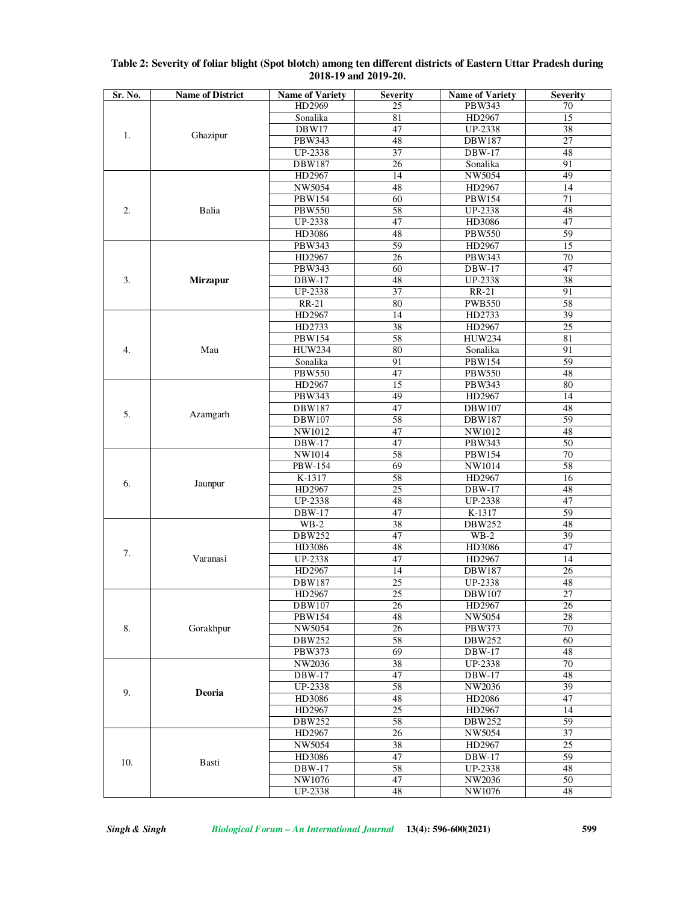**Table 2: Severity of foliar blight (Spot blotch) among ten different districts of Eastern Uttar Pradesh during 2018-19 and 2019-20.**

| Sr. No. | Name of District | Name of Variety | Severity | Name of Variety | Severity |
|---|---|---|---|---|---|
| 1. | Ghazipur | HD2969 | 25 | PBW343 | 70 |
| | | Sonalika | 81 | HD2967 | 15 |
| | | DBW17 | 47 | UP-2338 | 38 |
| | | PBW343 | 48 | DBW187 | 27 |
| | | UP-2338 | 37 | DBW-17 | 48 |
| | | DBW187 | 26 | Sonalika | 91 |
| 2. | Balia | HD2967 | 14 | NW5054 | 49 |
| | | NW5054 | 48 | HD2967 | 14 |
| | | PBW154 | 60 | PBW154 | 71 |
| | | PBW550 | 58 | UP-2338 | 48 |
| | | UP-2338 | 47 | HD3086 | 47 |
| | | HD3086 | 48 | PBW550 | 59 |
| 3. | **Mirzapur** | PBW343 | 59 | HD2967 | 15 |
| | | HD2967 | 26 | PBW343 | 70 |
| | | PBW343 | 60 | DBW-17 | 47 |
| | | DBW-17 | 48 | UP-2338 | 38 |
| | | UP-2338 | 37 | RR-21 | 91 |
| | | RR-21 | 80 | PWB550 | 58 |
| 4. | Mau | HD2967 | 14 | HD2733 | 39 |
| | | HD2733 | 38 | HD2967 | 25 |
| | | PBW154 | 58 | HUW234 | 81 |
| | | HUW234 | 80 | Sonalika | 91 |
| | | Sonalika | 91 | PBW154 | 59 |
| | | PBW550 | 47 | PBW550 | 48 |
| 5. | Azamgarh | HD2967 | 15 | PBW343 | 80 |
| | | PBW343 | 49 | HD2967 | 14 |
| | | DBW187 | 47 | DBW107 | 48 |
| | | DBW107 | 58 | DBW187 | 59 |
| | | NW1012 | 47 | NW1012 | 48 |
| | | DBW-17 | 47 | PBW343 | 50 |
| 6. | Jaunpur | NW1014 | 58 | PBW154 | 70 |
| | | PBW-154 | 69 | NW1014 | 58 |
| | | K-1317 | 58 | HD2967 | 16 |
| | | HD2967 | 25 | DBW-17 | 48 |
| | | UP-2338 | 48 | UP-2338 | 47 |
| | | DBW-17 | 47 | K-1317 | 59 |
| 7. | Varanasi | WB-2 | 38 | DBW252 | 48 |
| | | DBW252 | 47 | WB-2 | 39 |
| | | HD3086 | 48 | HD3086 | 47 |
| | | UP-2338 | 47 | HD2967 | 14 |
| | | HD2967 | 14 | DBW187 | 26 |
| | | DBW187 | 25 | UP-2338 | 48 |
| 8. | Gorakhpur | HD2967 | 25 | DBW107 | 27 |
| | | DBW107 | 26 | HD2967 | 26 |
| | | PBW154 | 48 | NW5054 | 28 |
| | | NW5054 | 26 | PBW373 | 70 |
| | | DBW252 | 58 | DBW252 | 60 |
| | | PBW373 | 69 | DBW-17 | 48 |
| 9. | **Deoria** | NW2036 | 38 | UP-2338 | 70 |
| | | DBW-17 | 47 | DBW-17 | 48 |
| | | UP-2338 | 58 | NW2036 | 39 |
| | | HD3086 | 48 | HD2086 | 47 |
| | | HD2967 | 25 | HD2967 | 14 |
| | | DBW252 | 58 | DBW252 | 59 |
| 10. | Basti | HD2967 | 26 | NW5054 | 37 |
| | | NW5054 | 38 | HD2967 | 25 |
| | | HD3086 | 47 | DBW-17 | 59 |
| | | DBW-17 | 58 | UP-2338 | 48 |
| | | NW1076 | 47 | NW2036 | 50 |
| | | UP-2338 | 48 | NW1076 | 48 |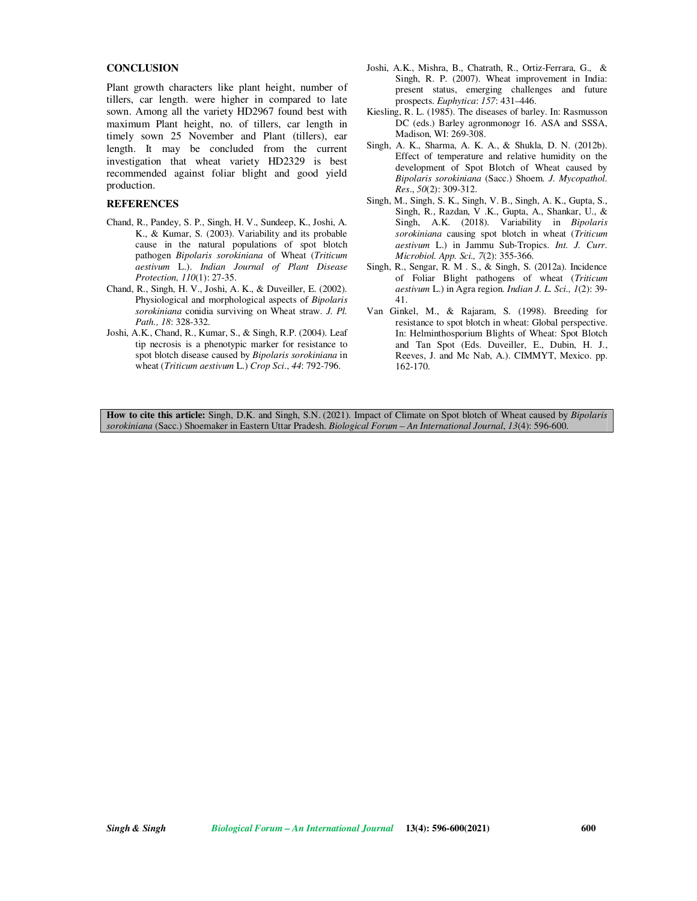## CONCLUSION

Plant growth characters like plant height, number of tillers, car length. were higher in compared to late sown. Among all the variety HD2967 found best with maximum Plant height, no. of tillers, car length in timely sown 25 November and Plant (tillers), ear length. It may be concluded from the current investigation that wheat variety HD2329 is best recommended against foliar blight and good yield production.

## REFERENCES

Chand, R., Pandey, S. P., Singh, H. V., Sundeep, K., Joshi, A. K., & Kumar, S. (2003). Variability and its probable cause in the natural populations of spot blotch pathogen *Bipolaris sorokiniana* of Wheat (*Triticum aestivum* L.). *Indian Journal of Plant Disease Protection, 110*(1): 27-35.

Chand, R., Singh, H. V., Joshi, A. K., & Duveiller, E. (2002). Physiological and morphological aspects of *Bipolaris sorokiniana* conidia surviving on Wheat straw. *J. Pl. Path., 18*: 328-332.

Joshi, A.K., Chand, R., Kumar, S., & Singh, R.P. (2004). Leaf tip necrosis is a phenotypic marker for resistance to spot blotch disease caused by *Bipolaris sorokiniana* in wheat (*Triticum aestivum* L.) *Crop Sci*., *44*: 792-796.

Joshi, A.K., Mishra, B., Chatrath, R., Ortiz-Ferrara, G., & Singh, R. P. (2007). Wheat improvement in India: present status, emerging challenges and future prospects. *Euphytica*: *157*: 431–446.

Kiesling, R. L. (1985). The diseases of barley. In: Rasmusson DC (eds.) Barley agronmonogr 16. ASA and SSSA, Madison, WI: 269-308.

Singh, A. K., Sharma, A. K. A., & Shukla, D. N. (2012b). Effect of temperature and relative humidity on the development of Spot Blotch of Wheat caused by *Bipolaris sorokiniana* (Sacc.) Shoem. *J. Mycopathol. Res*., *50*(2): 309-312.

Singh, M., Singh, S. K., Singh, V. B., Singh, A. K., Gupta, S., Singh, R., Razdan, V .K., Gupta, A., Shankar, U., & Singh, A.K. (2018). Variability in *Bipolaris sorokiniana* causing spot blotch in wheat (*Triticum aestivum* L.) in Jammu Sub-Tropics. *Int. J. Curr. Microbiol. App. Sci., 7*(2): 355-366.

Singh, R., Sengar, R. M . S., & Singh, S. (2012a). Incidence of Foliar Blight pathogens of wheat (*Triticum aestivum* L.) in Agra region. *Indian J. L. Sci., 1*(2): 39-41.

Van Ginkel, M., & Rajaram, S. (1998). Breeding for resistance to spot blotch in wheat: Global perspective. In: Helminthosporium Blights of Wheat: Spot Blotch and Tan Spot (Eds. Duveiller, E., Dubin, H. J., Reeves, J. and Mc Nab, A.). CIMMYT, Mexico. pp. 162-170.

**How to cite this article:** Singh, D.K. and Singh, S.N. (2021). Impact of Climate on Spot blotch of Wheat caused by *Bipolaris sorokiniana* (Sacc.) Shoemaker in Eastern Uttar Pradesh. *Biological Forum – An International Journal*, *13*(4): 596-600.